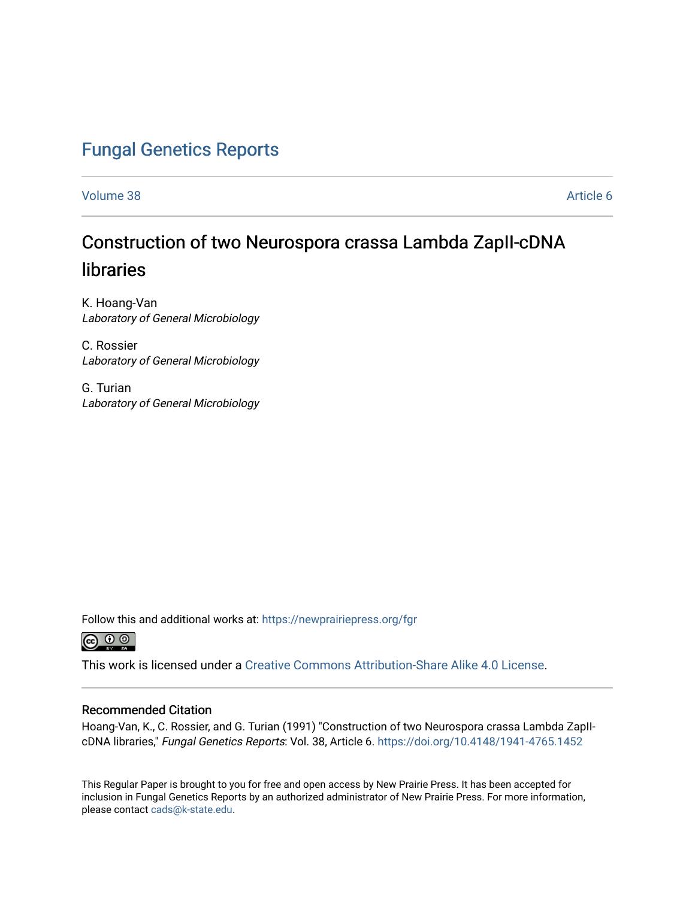# Fungal Genetics Reports

Volume 38 | Article 6

## Construction of two Neurospora crassa Lambda ZapII-cDNA libraries

K. Hoang-Van
*Laboratory of General Microbiology*

C. Rossier
*Laboratory of General Microbiology*

G. Turian
*Laboratory of General Microbiology*

Follow this and additional works at: https://newprairiepress.org/fgr

This work is licensed under a Creative Commons Attribution-Share Alike 4.0 License.

### Recommended Citation

Hoang-Van, K., C. Rossier, and G. Turian (1991) "Construction of two Neurospora crassa Lambda ZapII-cDNA libraries," *Fungal Genetics Reports*: Vol. 38, Article 6. https://doi.org/10.4148/1941-4765.1452

This Regular Paper is brought to you for free and open access by New Prairie Press. It has been accepted for inclusion in Fungal Genetics Reports by an authorized administrator of New Prairie Press. For more information, please contact cads@k-state.edu.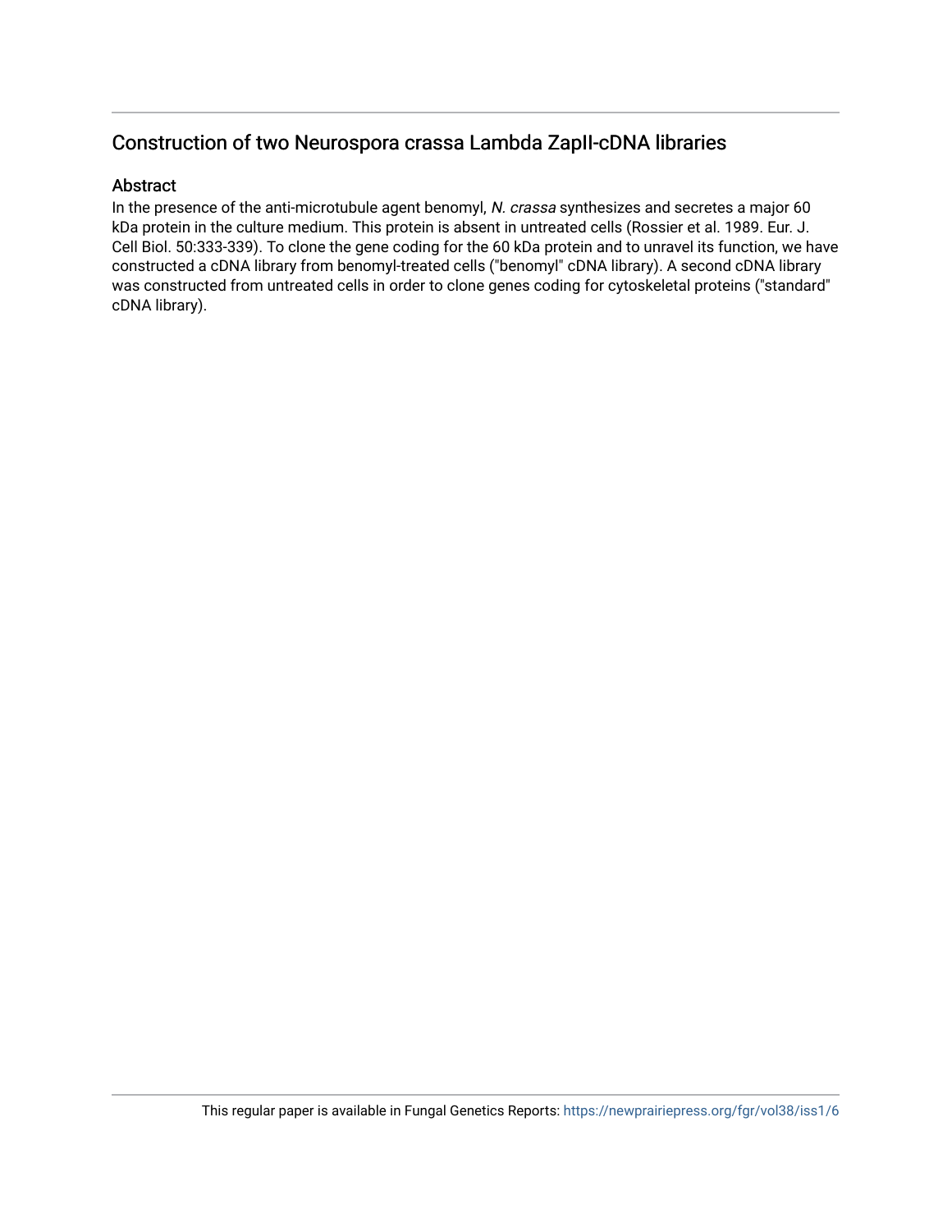## Construction of two Neurospora crassa Lambda ZapII-cDNA libraries

### Abstract

In the presence of the anti-microtubule agent benomyl, *N. crassa* synthesizes and secretes a major 60 kDa protein in the culture medium. This protein is absent in untreated cells (Rossier et al. 1989. Eur. J. Cell Biol. 50:333-339). To clone the gene coding for the 60 kDa protein and to unravel its function, we have constructed a cDNA library from benomyl-treated cells ("benomyl" cDNA library). A second cDNA library was constructed from untreated cells in order to clone genes coding for cytoskeletal proteins ("standard" cDNA library).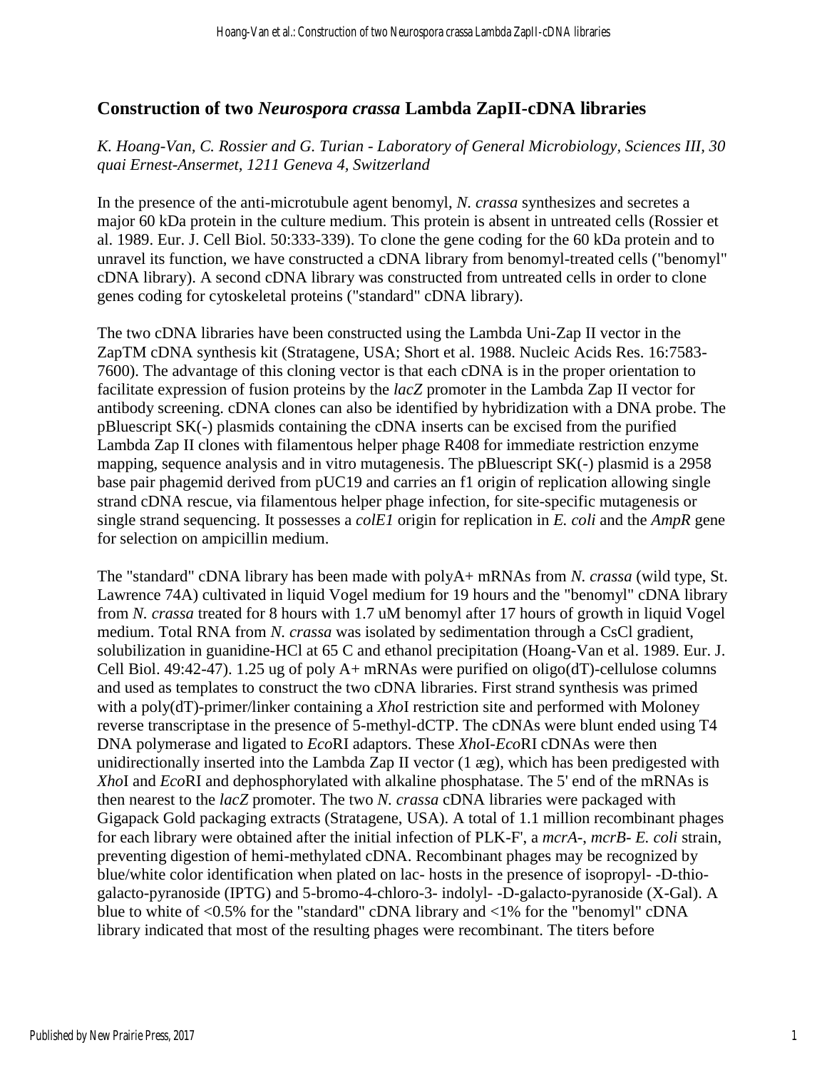## Construction of two *Neurospora crassa* Lambda ZapII-cDNA libraries

*K. Hoang-Van, C. Rossier and G. Turian - Laboratory of General Microbiology, Sciences III, 30 quai Ernest-Ansermet, 1211 Geneva 4, Switzerland*

In the presence of the anti-microtubule agent benomyl, *N. crassa* synthesizes and secretes a major 60 kDa protein in the culture medium. This protein is absent in untreated cells (Rossier et al. 1989. Eur. J. Cell Biol. 50:333-339). To clone the gene coding for the 60 kDa protein and to unravel its function, we have constructed a cDNA library from benomyl-treated cells ("benomyl" cDNA library). A second cDNA library was constructed from untreated cells in order to clone genes coding for cytoskeletal proteins ("standard" cDNA library).

The two cDNA libraries have been constructed using the Lambda Uni-Zap II vector in the ZapTM cDNA synthesis kit (Stratagene, USA; Short et al. 1988. Nucleic Acids Res. 16:7583-7600). The advantage of this cloning vector is that each cDNA is in the proper orientation to facilitate expression of fusion proteins by the *lacZ* promoter in the Lambda Zap II vector for antibody screening. cDNA clones can also be identified by hybridization with a DNA probe. The pBluescript SK(-) plasmids containing the cDNA inserts can be excised from the purified Lambda Zap II clones with filamentous helper phage R408 for immediate restriction enzyme mapping, sequence analysis and in vitro mutagenesis. The pBluescript SK(-) plasmid is a 2958 base pair phagemid derived from pUC19 and carries an f1 origin of replication allowing single strand cDNA rescue, via filamentous helper phage infection, for site-specific mutagenesis or single strand sequencing. It possesses a *colE1* origin for replication in *E. coli* and the *AmpR* gene for selection on ampicillin medium.

The "standard" cDNA library has been made with polyA+ mRNAs from *N. crassa* (wild type, St. Lawrence 74A) cultivated in liquid Vogel medium for 19 hours and the "benomyl" cDNA library from *N. crassa* treated for 8 hours with 1.7 uM benomyl after 17 hours of growth in liquid Vogel medium. Total RNA from *N. crassa* was isolated by sedimentation through a CsCl gradient, solubilization in guanidine-HCl at 65 C and ethanol precipitation (Hoang-Van et al. 1989. Eur. J. Cell Biol. 49:42-47). 1.25 ug of poly A+ mRNAs were purified on oligo(dT)-cellulose columns and used as templates to construct the two cDNA libraries. First strand synthesis was primed with a poly(dT)-primer/linker containing a *Xho*I restriction site and performed with Moloney reverse transcriptase in the presence of 5-methyl-dCTP. The cDNAs were blunt ended using T4 DNA polymerase and ligated to *Eco*RI adaptors. These *Xho*I-*Eco*RI cDNAs were then unidirectionally inserted into the Lambda Zap II vector (1 æg), which has been predigested with *Xho*I and *Eco*RI and dephosphorylated with alkaline phosphatase. The 5' end of the mRNAs is then nearest to the *lacZ* promoter. The two *N. crassa* cDNA libraries were packaged with Gigapack Gold packaging extracts (Stratagene, USA). A total of 1.1 million recombinant phages for each library were obtained after the initial infection of PLK-F', a *mcrA-*, *mcrB- E. coli* strain, preventing digestion of hemi-methylated cDNA. Recombinant phages may be recognized by blue/white color identification when plated on lac- hosts in the presence of isopropyl- -D-thio-galacto-pyranoside (IPTG) and 5-bromo-4-chloro-3- indolyl- -D-galacto-pyranoside (X-Gal). A blue to white of <0.5% for the "standard" cDNA library and <1% for the "benomyl" cDNA library indicated that most of the resulting phages were recombinant. The titers before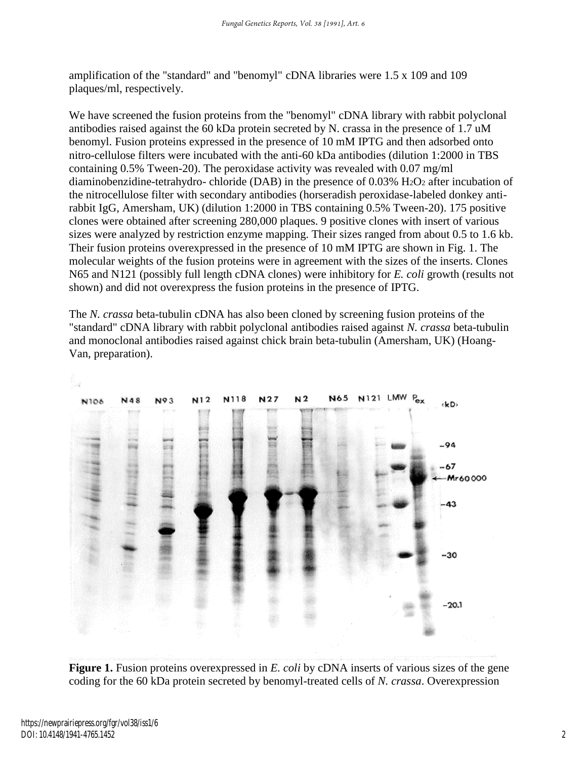amplification of the "standard" and "benomyl" cDNA libraries were 1.5 x 109 and 109 plaques/ml, respectively.

We have screened the fusion proteins from the "benomyl" cDNA library with rabbit polyclonal antibodies raised against the 60 kDa protein secreted by N. crassa in the presence of 1.7 uM benomyl. Fusion proteins expressed in the presence of 10 mM IPTG and then adsorbed onto nitro-cellulose filters were incubated with the anti-60 kDa antibodies (dilution 1:2000 in TBS containing 0.5% Tween-20). The peroxidase activity was revealed with 0.07 mg/ml diaminobenzidine-tetrahydro- chloride (DAB) in the presence of 0.03% $H_2O_2$ after incubation of the nitrocellulose filter with secondary antibodies (horseradish peroxidase-labeled donkey anti-rabbit IgG, Amersham, UK) (dilution 1:2000 in TBS containing 0.5% Tween-20). 175 positive clones were obtained after screening 280,000 plaques. 9 positive clones with insert of various sizes were analyzed by restriction enzyme mapping. Their sizes ranged from about 0.5 to 1.6 kb. Their fusion proteins overexpressed in the presence of 10 mM IPTG are shown in Fig. 1. The molecular weights of the fusion proteins were in agreement with the sizes of the inserts. Clones N65 and N121 (possibly full length cDNA clones) were inhibitory for *E. coli* growth (results not shown) and did not overexpress the fusion proteins in the presence of IPTG.

The *N. crassa* beta-tubulin cDNA has also been cloned by screening fusion proteins of the "standard" cDNA library with rabbit polyclonal antibodies raised against *N. crassa* beta-tubulin and monoclonal antibodies raised against chick brain beta-tubulin (Amersham, UK) (Hoang-Van, preparation).

**Figure 1.** Fusion proteins overexpressed in *E. coli* by cDNA inserts of various sizes of the gene coding for the 60 kDa protein secreted by benomyl-treated cells of *N. crassa*. Overexpression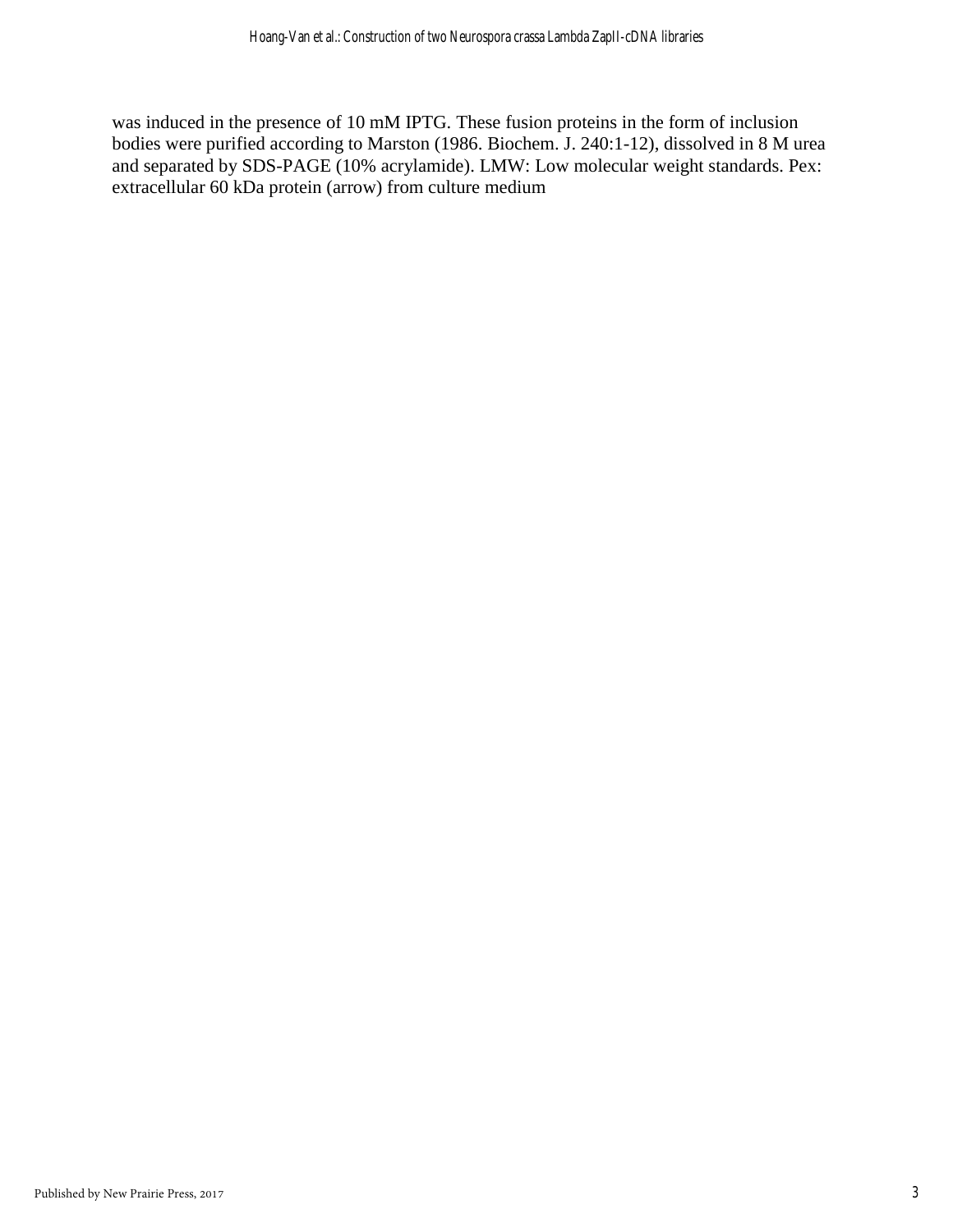was induced in the presence of 10 mM IPTG. These fusion proteins in the form of inclusion bodies were purified according to Marston (1986. Biochem. J. 240:1-12), dissolved in 8 M urea and separated by SDS-PAGE (10% acrylamide). LMW: Low molecular weight standards. Pex: extracellular 60 kDa protein (arrow) from culture medium